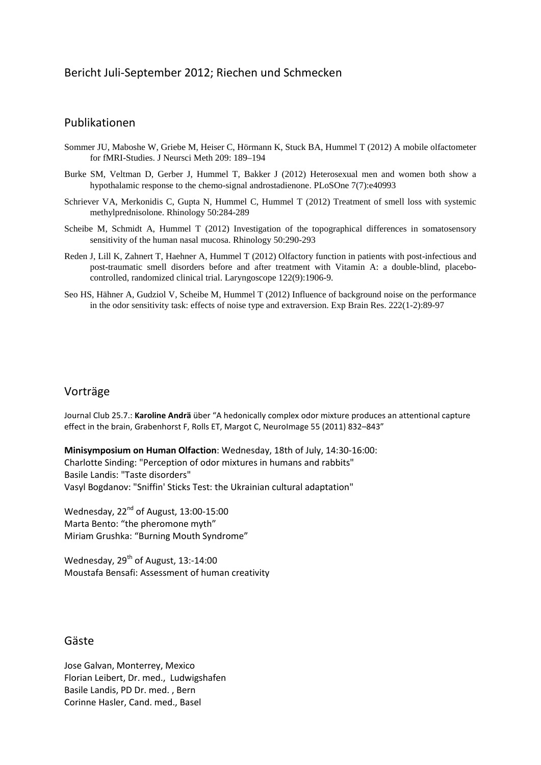# Bericht Juli-September 2012; Riechen und Schmecken

## Publikationen

Sommer JU, Maboshe W, Griebe M, Heiser C, Hörmann K, Stuck BA, Hummel T (2012) A mobile olfactometer for fMRI-Studies. J Neursci Meth 209: 189–194

Burke SM, Veltman D, Gerber J, Hummel T, Bakker J (2012) Heterosexual men and women both show a hypothalamic response to the chemo-signal androstadienone. PLoSOne 7(7):e40993

Schriever VA, Merkonidis C, Gupta N, Hummel C, Hummel T (2012) Treatment of smell loss with systemic methylprednisolone. Rhinology 50:284-289

Scheibe M, Schmidt A, Hummel T (2012) Investigation of the topographical differences in somatosensory sensitivity of the human nasal mucosa. Rhinology 50:290-293

Reden J, Lill K, Zahnert T, Haehner A, Hummel T (2012) Olfactory function in patients with post-infectious and post-traumatic smell disorders before and after treatment with Vitamin A: a double-blind, placebo-controlled, randomized clinical trial. Laryngoscope 122(9):1906-9.

Seo HS, Hähner A, Gudziol V, Scheibe M, Hummel T (2012) Influence of background noise on the performance in the odor sensitivity task: effects of noise type and extraversion. Exp Brain Res. 222(1-2):89-97

## Vorträge

Journal Club 25.7.: **Karoline Andrä** über "A hedonically complex odor mixture produces an attentional capture effect in the brain, Grabenhorst F, Rolls ET, Margot C, NeuroImage 55 (2011) 832–843"

**Minisymposium on Human Olfaction**: Wednesday, 18th of July, 14:30-16:00:
Charlotte Sinding: "Perception of odor mixtures in humans and rabbits"
Basile Landis: "Taste disorders"
Vasyl Bogdanov: "Sniffin' Sticks Test: the Ukrainian cultural adaptation"

Wednesday, 22nd of August, 13:00-15:00
Marta Bento: "the pheromone myth"
Miriam Grushka: "Burning Mouth Syndrome"

Wednesday, 29th of August, 13:-14:00
Moustafa Bensafi: Assessment of human creativity

## Gäste

Jose Galvan, Monterrey, Mexico
Florian Leibert, Dr. med., Ludwigshafen
Basile Landis, PD Dr. med. , Bern
Corinne Hasler, Cand. med., Basel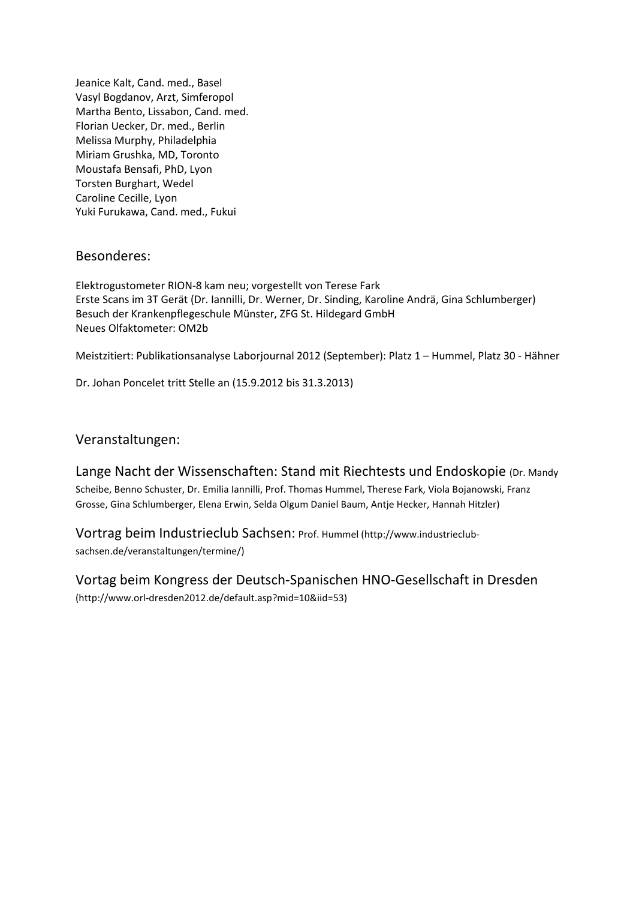Jeanice Kalt, Cand. med., Basel
Vasyl Bogdanov, Arzt, Simferopol
Martha Bento, Lissabon, Cand. med.
Florian Uecker, Dr. med., Berlin
Melissa Murphy, Philadelphia
Miriam Grushka, MD, Toronto
Moustafa Bensafi, PhD, Lyon
Torsten Burghart, Wedel
Caroline Cecille, Lyon
Yuki Furukawa, Cand. med., Fukui

## Besonderes:

Elektrogustometer RION-8 kam neu; vorgestellt von Terese Fark
Erste Scans im 3T Gerät (Dr. Iannilli, Dr. Werner, Dr. Sinding, Karoline Andrä, Gina Schlumberger)
Besuch der Krankenpflegeschule Münster, ZFG St. Hildegard GmbH
Neues Olfaktometer: OM2b

Meistzitiert: Publikationsanalyse Laborjournal 2012 (September): Platz 1 – Hummel, Platz 30 - Hähner

Dr. Johan Poncelet tritt Stelle an (15.9.2012 bis 31.3.2013)

## Veranstaltungen:

Lange Nacht der Wissenschaften: Stand mit Riechtests und Endoskopie (Dr. Mandy Scheibe, Benno Schuster, Dr. Emilia Iannilli, Prof. Thomas Hummel, Therese Fark, Viola Bojanowski, Franz Grosse, Gina Schlumberger, Elena Erwin, Selda Olgum Daniel Baum, Antje Hecker, Hannah Hitzler)

Vortrag beim Industrieclub Sachsen: Prof. Hummel (http://www.industrieclub-sachsen.de/veranstaltungen/termine/)

Vortag beim Kongress der Deutsch-Spanischen HNO-Gesellschaft in Dresden (http://www.orl-dresden2012.de/default.asp?mid=10&iid=53)